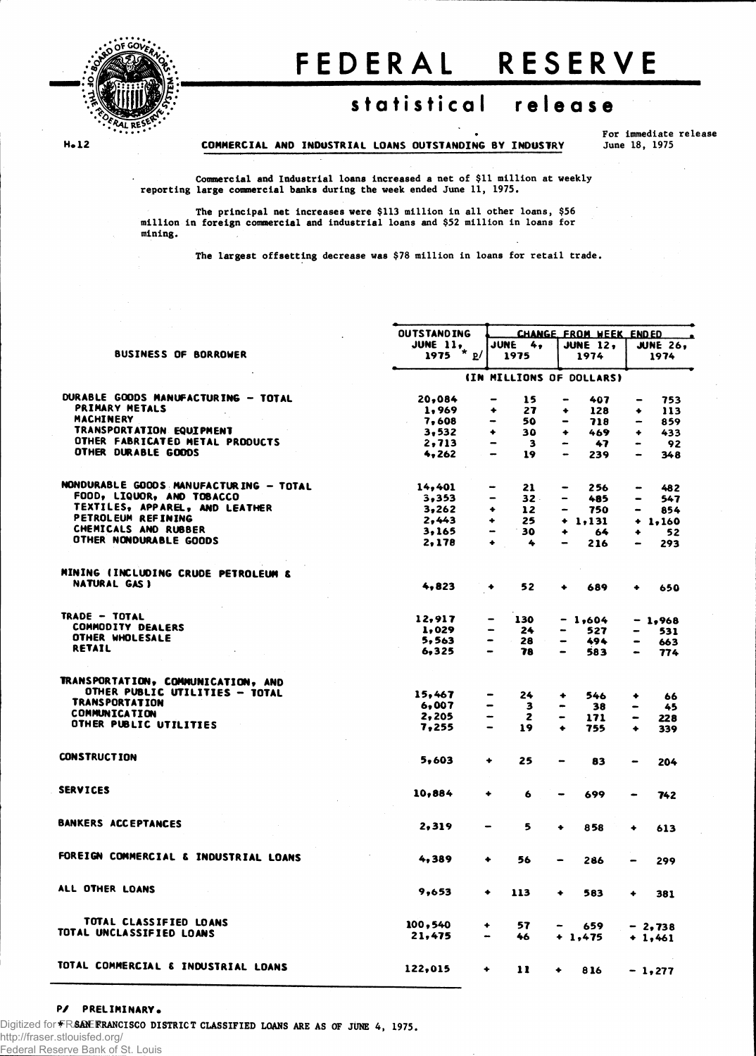# FEDERAL RESERVE

## statistical release

H.12

**COMMERCIAL AND INDUSTRIAL LOANS OUTSTANDING BY INDUSTRY**

For immediate release
June 18, 1975

Commercial and Industrial loans increased a net of $11 million at weekly reporting large commercial banks during the week ended June 11, 1975.

The principal net increases were $113 million in all other loans, $56 million in foreign commercial and industrial loans and $52 million in loans for mining.

The largest offsetting decrease was $78 million in loans for retail trade.

| BUSINESS OF BORROWER | OUTSTANDING JUNE 11, 1975 * p/ | CHANGE FROM WEEK ENDED JUNE 4, 1975 | JUNE 12, 1974 | JUNE 26, 1974 |
|---|---|---|---|---|
| | (IN MILLIONS OF DOLLARS) | | | |
| DURABLE GOODS MANUFACTURING - TOTAL | 20,084 | - 15 | - 407 | - 753 |
| PRIMARY METALS | 1,969 | + 27 | + 128 | + 113 |
| MACHINERY | 7,608 | - 50 | - 718 | - 859 |
| TRANSPORTATION EQUIPMENT | 3,532 | + 30 | + 469 | + 433 |
| OTHER FABRICATED METAL PRODUCTS | 2,713 | - 3 | - 47 | - 92 |
| OTHER DURABLE GOODS | 4,262 | - 19 | - 239 | - 348 |
| NONDURABLE GOODS MANUFACTURING - TOTAL | 14,401 | - 21 | - 256 | - 482 |
| FOOD, LIQUOR, AND TOBACCO | 3,353 | - 32 | - 485 | - 547 |
| TEXTILES, APPAREL, AND LEATHER | 3,262 | + 12 | - 750 | - 854 |
| PETROLEUM REFINING | 2,443 | + 25 | + 1,131 | + 1,160 |
| CHEMICALS AND RUBBER | 3,165 | - 30 | + 64 | + 52 |
| OTHER NONDURABLE GOODS | 2,178 | + 4 | - 216 | - 293 |
| MINING (INCLUDING CRUDE PETROLEUM & NATURAL GAS) | 4,823 | + 52 | + 689 | + 650 |
| TRADE - TOTAL | 12,917 | - 130 | - 1,604 | - 1,968 |
| COMMODITY DEALERS | 1,029 | - 24 | - 527 | - 531 |
| OTHER WHOLESALE | 5,563 | - 28 | - 494 | - 663 |
| RETAIL | 6,325 | - 78 | - 583 | - 774 |
| TRANSPORTATION, COMMUNICATION, AND OTHER PUBLIC UTILITIES - TOTAL | 15,467 | - 24 | + 546 | + 66 |
| TRANSPORTATION | 6,007 | - 3 | - 38 | - 45 |
| COMMUNICATION | 2,205 | - 2 | - 171 | - 228 |
| OTHER PUBLIC UTILITIES | 7,255 | - 19 | + 755 | + 339 |
| CONSTRUCTION | 5,603 | + 25 | - 83 | - 204 |
| SERVICES | 10,884 | + 6 | - 699 | - 742 |
| BANKERS ACCEPTANCES | 2,319 | - 5 | + 858 | + 613 |
| FOREIGN COMMERCIAL & INDUSTRIAL LOANS | 4,389 | + 56 | - 286 | - 299 |
| ALL OTHER LOANS | 9,653 | + 113 | + 583 | + 381 |
| TOTAL CLASSIFIED LOANS | 100,540 | + 57 | - 659 | - 2,738 |
| TOTAL UNCLASSIFIED LOANS | 21,475 | - 46 | + 1,475 | + 1,461 |
| TOTAL COMMERCIAL & INDUSTRIAL LOANS | 122,015 | + 11 | + 816 | - 1,277 |

P/ PRELIMINARY.
* SAN FRANCISCO DISTRICT CLASSIFIED LOANS ARE AS OF JUNE 4, 1975.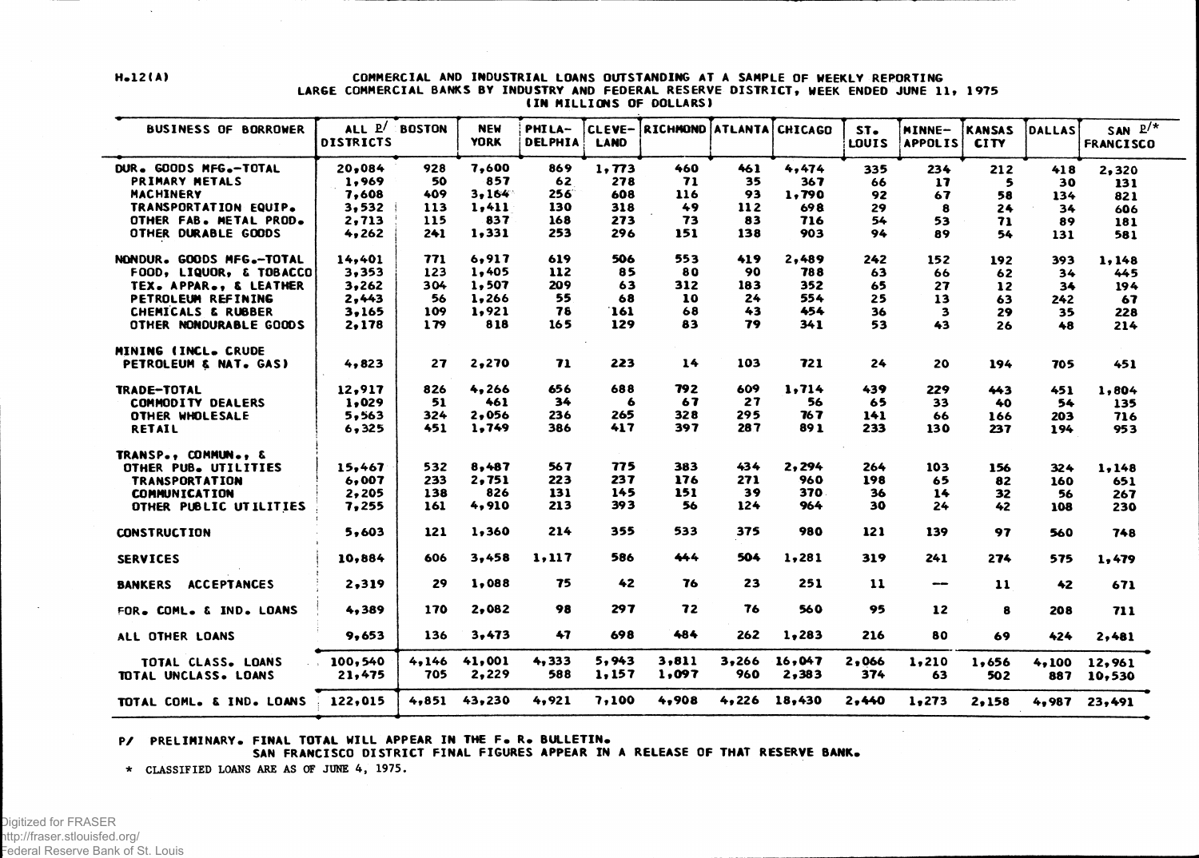H.12(A)

COMMERCIAL AND INDUSTRIAL LOANS OUTSTANDING AT A SAMPLE OF WEEKLY REPORTING LARGE COMMERCIAL BANKS BY INDUSTRY AND FEDERAL RESERVE DISTRICT, WEEK ENDED JUNE 11, 1975
(IN MILLIONS OF DOLLARS)

| BUSINESS OF BORROWER | ALL P/ DISTRICTS | BOSTON | NEW YORK | PHILA-DELPHIA | CLEVE-LAND | RICHMOND | ATLANTA | CHICAGO | ST. LOUIS | MINNE-APOLIS | KANSAS CITY | DALLAS | SAN P/* FRANCISCO |
|---|---|---|---|---|---|---|---|---|---|---|---|---|---|
| DUR. GOODS MFG.-TOTAL | 20,084 | 928 | 7,600 | 869 | 1,773 | 460 | 461 | 4,474 | 335 | 234 | 212 | 418 | 2,320 |
| PRIMARY METALS | 1,969 | 50 | 857 | 62 | 278 | 71 | 35 | 367 | 66 | 17 | 5 | 30 | 131 |
| MACHINERY | 7,608 | 409 | 3,164 | 256 | 608 | 116 | 93 | 1,790 | 92 | 67 | 58 | 134 | 821 |
| TRANSPORTATION EQUIP. | 3,532 | 113 | 1,411 | 130 | 318 | 49 | 112 | 698 | 29 | 8 | 24 | 34 | 606 |
| OTHER FAB. METAL PROD. | 2,713 | 115 | 837 | 168 | 273 | 73 | 83 | 716 | 54 | 53 | 71 | 89 | 181 |
| OTHER DURABLE GOODS | 4,262 | 241 | 1,331 | 253 | 296 | 151 | 138 | 903 | 94 | 89 | 54 | 131 | 581 |
| NONDUR. GOODS MFG.-TOTAL | 14,401 | 771 | 6,917 | 619 | 506 | 553 | 419 | 2,489 | 242 | 152 | 192 | 393 | 1,148 |
| FOOD, LIQUOR, & TOBACCO | 3,353 | 123 | 1,405 | 112 | 85 | 80 | 90 | 788 | 63 | 66 | 62 | 34 | 445 |
| TEX. APPAR., & LEATHER | 3,262 | 304 | 1,507 | 209 | 63 | 312 | 183 | 352 | 65 | 27 | 12 | 34 | 194 |
| PETROLEUM REFINING | 2,443 | 56 | 1,266 | 55 | 68 | 10 | 24 | 554 | 25 | 13 | 63 | 242 | 67 |
| CHEMICALS & RUBBER | 3,165 | 109 | 1,921 | 78 | 161 | 68 | 43 | 454 | 36 | 3 | 29 | 35 | 228 |
| OTHER NONDURABLE GOODS | 2,178 | 179 | 818 | 165 | 129 | 83 | 79 | 341 | 53 | 43 | 26 | 48 | 214 |
| MINING (INCL. CRUDE PETROLEUM & NAT. GAS) | 4,823 | 27 | 2,270 | 71 | 223 | 14 | 103 | 721 | 24 | 20 | 194 | 705 | 451 |
| TRADE-TOTAL | 12,917 | 826 | 4,266 | 656 | 688 | 792 | 609 | 1,714 | 439 | 229 | 443 | 451 | 1,804 |
| COMMODITY DEALERS | 1,029 | 51 | 461 | 34 | 6 | 67 | 27 | 56 | 65 | 33 | 40 | 54 | 135 |
| OTHER WHOLESALE | 5,563 | 324 | 2,056 | 236 | 265 | 328 | 295 | 767 | 141 | 66 | 166 | 203 | 716 |
| RETAIL | 6,325 | 451 | 1,749 | 386 | 417 | 397 | 287 | 891 | 233 | 130 | 237 | 194 | 953 |
| TRANSP., COMMUN., & OTHER PUB. UTILITIES | 15,467 | 532 | 8,487 | 567 | 775 | 383 | 434 | 2,294 | 264 | 103 | 156 | 324 | 1,148 |
| TRANSPORTATION | 6,007 | 233 | 2,751 | 223 | 237 | 176 | 271 | 960 | 198 | 65 | 82 | 160 | 651 |
| COMMUNICATION | 2,205 | 138 | 826 | 131 | 145 | 151 | 39 | 370 | 36 | 14 | 32 | 56 | 267 |
| OTHER PUBLIC UTILITIES | 7,255 | 161 | 4,910 | 213 | 393 | 56 | 124 | 964 | 30 | 24 | 42 | 108 | 230 |
| CONSTRUCTION | 5,603 | 121 | 1,360 | 214 | 355 | 533 | 375 | 980 | 121 | 139 | 97 | 560 | 748 |
| SERVICES | 10,884 | 606 | 3,458 | 1,117 | 586 | 444 | 504 | 1,281 | 319 | 241 | 274 | 575 | 1,479 |
| BANKERS ACCEPTANCES | 2,319 | 29 | 1,088 | 75 | 42 | 76 | 23 | 251 | 11 | -- | 11 | 42 | 671 |
| FOR. COML. & IND. LOANS | 4,389 | 170 | 2,082 | 98 | 297 | 72 | 76 | 560 | 95 | 12 | 8 | 208 | 711 |
| ALL OTHER LOANS | 9,653 | 136 | 3,473 | 47 | 698 | 484 | 262 | 1,283 | 216 | 80 | 69 | 424 | 2,481 |
| TOTAL CLASS. LOANS | 100,540 | 4,146 | 41,001 | 4,333 | 5,943 | 3,811 | 3,266 | 16,047 | 2,066 | 1,210 | 1,656 | 4,100 | 12,961 |
| TOTAL UNCLASS. LOANS | 21,475 | 705 | 2,229 | 588 | 1,157 | 1,097 | 960 | 2,383 | 374 | 63 | 502 | 887 | 10,530 |
| TOTAL COML. & IND. LOANS | 122,015 | 4,851 | 43,230 | 4,921 | 7,100 | 4,908 | 4,226 | 18,430 | 2,440 | 1,273 | 2,158 | 4,987 | 23,491 |

P/ PRELIMINARY. FINAL TOTAL WILL APPEAR IN THE F. R. BULLETIN.
SAN FRANCISCO DISTRICT FINAL FIGURES APPEAR IN A RELEASE OF THAT RESERVE BANK.

\* CLASSIFIED LOANS ARE AS OF JUNE 4, 1975.